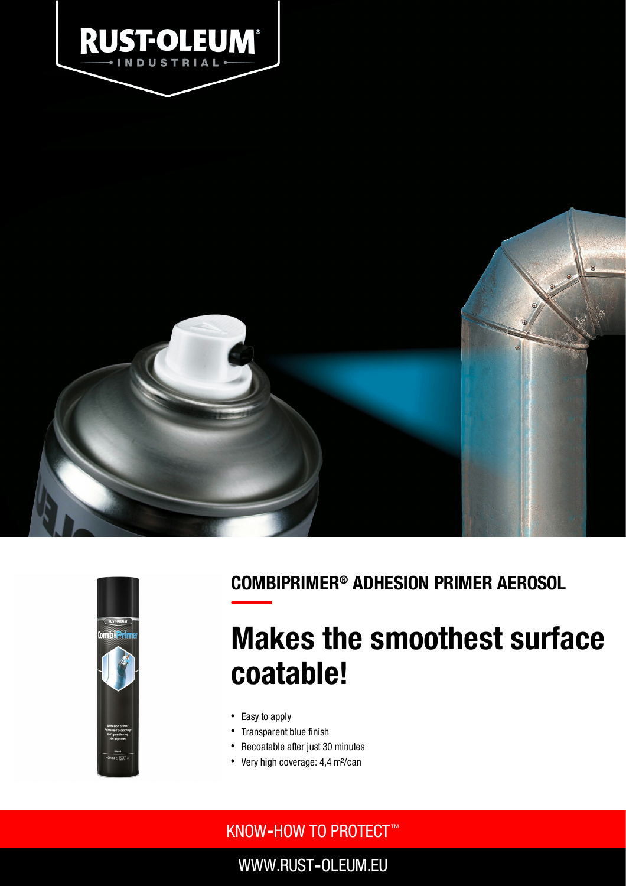RUST-OLEUM INDUSTRIAL

## COMBIPRIMER® ADHESION PRIMER AEROSOL

# Makes the smoothest surface coatable!

- Easy to apply
- Transparent blue finish
- Recoatable after just 30 minutes
- Very high coverage: 4,4 m²/can

KNOW-HOW TO PROTECT™

WWW.RUST-OLEUM.EU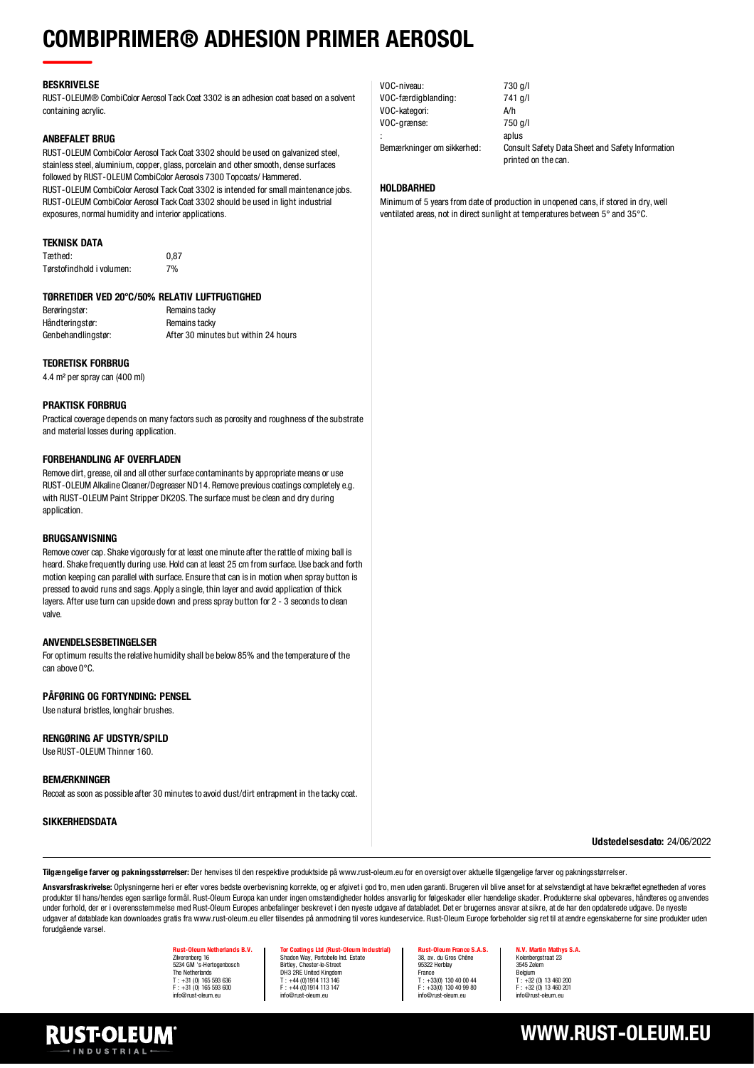# COMBIPRIMER® ADHESION PRIMER AEROSOL

## BESKRIVELSE

RUST-OLEUM® CombiColor Aerosol Tack Coat 3302 is an adhesion coat based on a solvent containing acrylic.

## ANBEFALET BRUG

RUST-OLEUM CombiColor Aerosol Tack Coat 3302 should be used on galvanized steel, stainless steel, aluminium, copper, glass, porcelain and other smooth, dense surfaces followed by RUST-OLEUM CombiColor Aerosols 7300 Topcoats/ Hammered.
RUST-OLEUM CombiColor Aerosol Tack Coat 3302 is intended for small maintenance jobs.
RUST-OLEUM CombiColor Aerosol Tack Coat 3302 should be used in light industrial exposures, normal humidity and interior applications.

## TEKNISK DATA

| | |
|---|---|
| Tæthed: | 0,87 |
| Tørstofindhold i volumen: | 7% |

## TØRRETIDER VED 20°C/50% RELATIV LUFTFUGTIGHED

| | |
|---|---|
| Berøringstør: | Remains tacky |
| Håndteringstør: | Remains tacky |
| Genbehandlingstør: | After 30 minutes but within 24 hours |

## TEORETISK FORBRUG

4.4 m² per spray can (400 ml)

## PRAKTISK FORBRUG

Practical coverage depends on many factors such as porosity and roughness of the substrate and material losses during application.

## FORBEHANDLING AF OVERFLADEN

Remove dirt, grease, oil and all other surface contaminants by appropriate means or use RUST-OLEUM Alkaline Cleaner/Degreaser ND14. Remove previous coatings completely e.g. with RUST-OLEUM Paint Stripper DK20S. The surface must be clean and dry during application.

## BRUGSANVISNING

Remove cover cap. Shake vigorously for at least one minute after the rattle of mixing ball is heard. Shake frequently during use. Hold can at least 25 cm from surface. Use back and forth motion keeping can parallel with surface. Ensure that can is in motion when spray button is pressed to avoid runs and sags. Apply a single, thin layer and avoid application of thick layers. After use turn can upside down and press spray button for 2 - 3 seconds to clean valve.

## ANVENDELSESBETINGELSER

For optimum results the relative humidity shall be below 85% and the temperature of the can above 0°C.

## PÅFØRING OG FORTYNDING: PENSEL

Use natural bristles, longhair brushes.

## RENGØRING AF UDSTYR/SPILD

Use RUST-OLEUM Thinner 160.

## BEMÆRKNINGER

Recoat as soon as possible after 30 minutes to avoid dust/dirt entrapment in the tacky coat.

## SIKKERHEDSDATA

| | |
|---|---|
| VOC-niveau: | 730 g/l |
| VOC-færdigblanding: | 741 g/l |
| VOC-kategori: | A/h |
| VOC-grænse: | 750 g/l |
| : | aplus |
| Bemærkninger om sikkerhed: | Consult Safety Data Sheet and Safety Information printed on the can. |

## HOLDBARHED

Minimum of 5 years from date of production in unopened cans, if stored in dry, well ventilated areas, not in direct sunlight at temperatures between 5° and 35°C.

**Udstedelsesdato:** 24/06/2022

**Tilgængelige farver og pakningsstørrelser:** Der henvises til den respektive produktside på www.rust-oleum.eu for en oversigt over aktuelle tilgængelige farver og pakningsstørrelser.

**Ansvarsfraskrivelse:** Oplysningerne heri er efter vores bedste overbevisning korrekte, og er afgivet i god tro, men uden garanti. Brugeren vil blive anset for at selvstændigt at have bekræftet egnetheden af vores produkter til hans/hendes egen særlige formål. Rust-Oleum Europa kan under ingen omstændigheder holdes ansvarlig for følgeskader eller hændelige skader. Produkterne skal opbevares, håndteres og anvendes under forhold, der er i overensstemmelse med Rust-Oleum Europes anbefalinger beskrevet i den nyeste udgave af databladet. Det er brugernes ansvar at sikre, at de har den opdaterede udgave. De nyeste udgaver af datablade kan downloades gratis fra www.rust-oleum.eu eller tilsendes på anmodning til vores kundeservice. Rust-Oleum Europe forbeholder sig ret til at ændre egenskaberne for sine produkter uden forudgående varsel.

**Rust-Oleum Netherlands B.V.**
Zilverenberg 16
5234 GM 's-Hertogenbosch
The Netherlands
T : +31 (0) 165 593 636
F : +31 (0) 165 593 600
info@rust-oleum.eu

**Tor Coatings Ltd (Rust-Oleum Industrial)**
Shadon Way, Portobello Ind. Estate
Birtley, Chester-le-Street
DH3 2RE United Kingdom
T : +44 (0)1914 113 146
F : +44 (0)1914 113 147
info@rust-oleum.eu

**Rust-Oleum France S.A.S.**
38, av. du Gros Chêne
95322 Herblay
France
T : +33(0) 130 40 00 44
F : +33(0) 130 40 99 80
info@rust-oleum.eu

**N.V. Martin Mathys S.A.**
Kolenbergstraat 23
3545 Zelem
Belgium
T : +32 (0) 13 460 200
F : +32 (0) 13 460 201
info@rust-oleum.eu

RUST-OLEUM INDUSTRIAL

WWW.RUST-OLEUM.EU